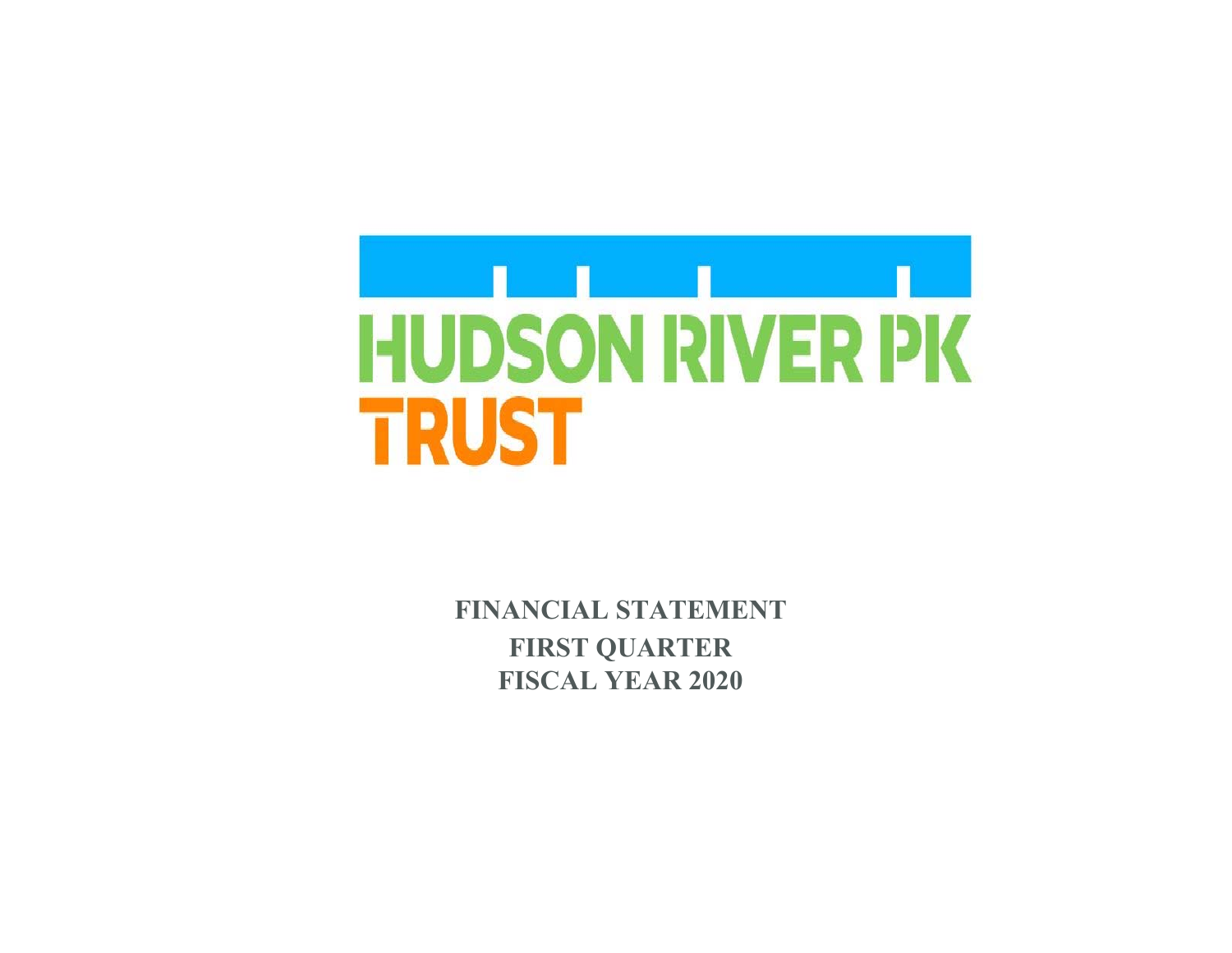HUDSON RIVER PK

TRUST

**FINANCIAL STATEMENT**

**FIRST QUARTER**

**FISCAL YEAR 2020**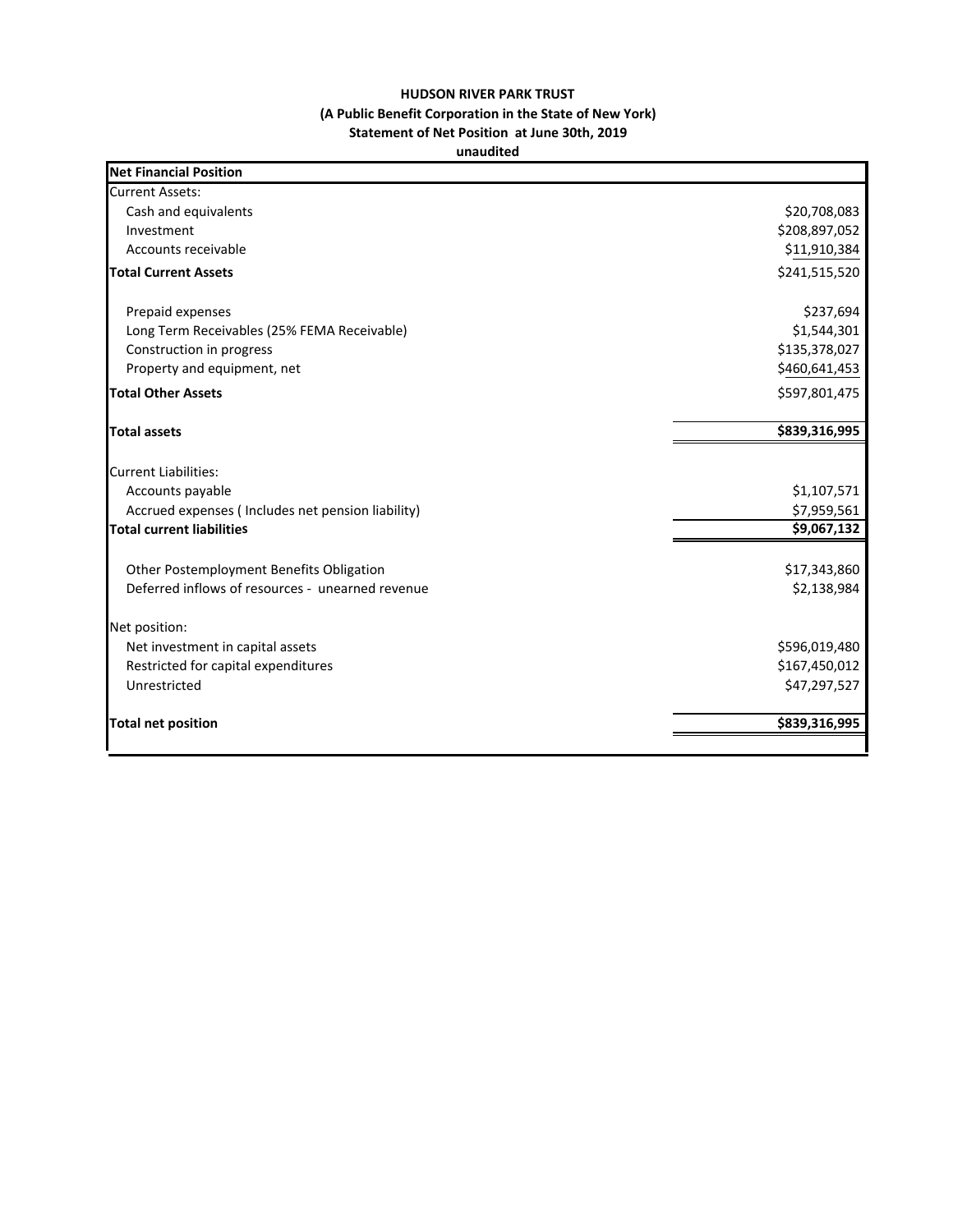**HUDSON RIVER PARK TRUST**
**(A Public Benefit Corporation in the State of New York)**
**Statement of Net Position at June 30th, 2019**
**unaudited**

| **Net Financial Position** | |
|---|---|
| Current Assets: | |
| Cash and equivalents | $20,708,083 |
| Investment | $208,897,052 |
| Accounts receivable | $11,910,384 |
| **Total Current Assets** | $241,515,520 |
| | |
| Prepaid expenses | $237,694 |
| Long Term Receivables (25% FEMA Receivable) | $1,544,301 |
| Construction in progress | $135,378,027 |
| Property and equipment, net | $460,641,453 |
| **Total Other Assets** | $597,801,475 |
| | |
| **Total assets** | **$839,316,995** |
| | |
| Current Liabilities: | |
| Accounts payable | $1,107,571 |
| Accrued expenses ( Includes net pension liability) | $7,959,561 |
| **Total current liabilities** | **$9,067,132** |
| | |
| Other Postemployment Benefits Obligation | $17,343,860 |
| Deferred inflows of resources - unearned revenue | $2,138,984 |
| | |
| Net position: | |
| Net investment in capital assets | $596,019,480 |
| Restricted for capital expenditures | $167,450,012 |
| Unrestricted | $47,297,527 |
| | |
| **Total net position** | **$839,316,995** |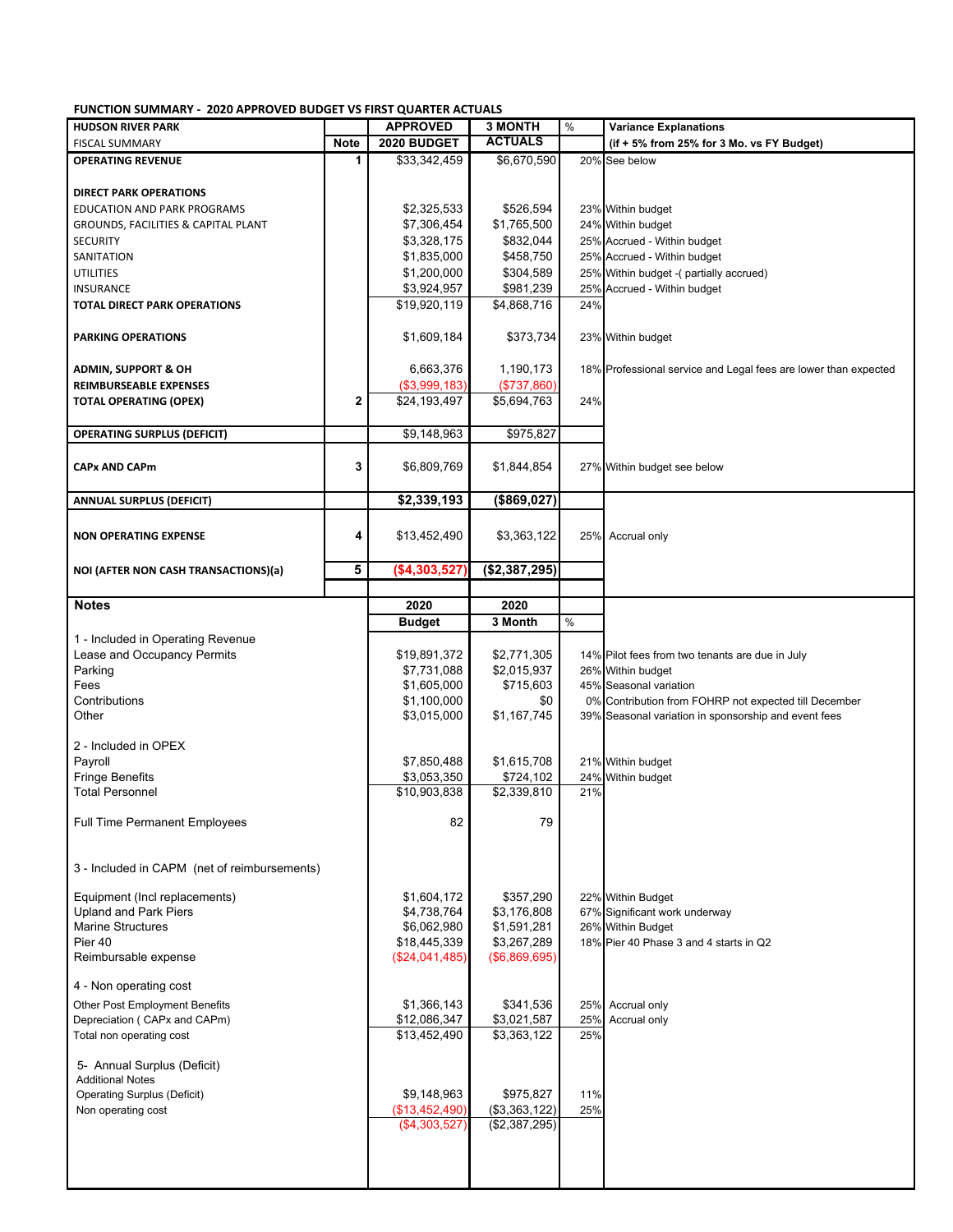**FUNCTION SUMMARY - 2020 APPROVED BUDGET VS FIRST QUARTER ACTUALS**

| HUDSON RIVER PARK FISCAL SUMMARY | Note | APPROVED 2020 BUDGET | 3 MONTH ACTUALS | % | Variance Explanations (if + 5% from 25% for 3 Mo. vs FY Budget) |
|---|---|---|---|---|---|
| **OPERATING REVENUE** | 1 | $33,342,459 | $6,670,590 | 20% | See below |
| **DIRECT PARK OPERATIONS** | | | | | |
| EDUCATION AND PARK PROGRAMS | | $2,325,533 | $526,594 | 23% | Within budget |
| GROUNDS, FACILITIES & CAPITAL PLANT | | $7,306,454 | $1,765,500 | 24% | Within budget |
| SECURITY | | $3,328,175 | $832,044 | 25% | Accrued - Within budget |
| SANITATION | | $1,835,000 | $458,750 | 25% | Accrued - Within budget |
| UTILITIES | | $1,200,000 | $304,589 | 25% | Within budget -( partially accrued) |
| INSURANCE | | $3,924,957 | $981,239 | 25% | Accrued - Within budget |
| **TOTAL DIRECT PARK OPERATIONS** | | $19,920,119 | $4,868,716 | 24% | |
| **PARKING OPERATIONS** | | $1,609,184 | $373,734 | 23% | Within budget |
| **ADMIN, SUPPORT & OH** | | 6,663,376 | 1,190,173 | 18% | Professional service and Legal fees are lower than expected |
| **REIMBURSEABLE EXPENSES** | | ($3,999,183) | ($737,860) | | |
| **TOTAL OPERATING (OPEX)** | 2 | $24,193,497 | $5,694,763 | 24% | |
| **OPERATING SURPLUS (DEFICIT)** | | $9,148,963 | $975,827 | | |
| **CAPx AND CAPm** | 3 | $6,809,769 | $1,844,854 | 27% | Within budget see below |
| **ANNUAL SURPLUS (DEFICIT)** | | **$2,339,193** | **($869,027)** | | |
| **NON OPERATING EXPENSE** | 4 | $13,452,490 | $3,363,122 | 25% | Accrual only |
| **NOI (AFTER NON CASH TRANSACTIONS)(a)** | **5** | **($4,303,527)** | **($2,387,295)** | | |

| **Notes** | 2020 Budget | 2020 3 Month | % | |
|---|---|---|---|---|
| 1 - Included in Operating Revenue | | | | |
| Lease and Occupancy Permits | $19,891,372 | $2,771,305 | 14% | Pilot fees from two tenants are due in July |
| Parking | $7,731,088 | $2,015,937 | 26% | Within budget |
| Fees | $1,605,000 | $715,603 | 45% | Seasonal variation |
| Contributions | $1,100,000 | $0 | 0% | Contribution from FOHRP not expected till December |
| Other | $3,015,000 | $1,167,745 | 39% | Seasonal variation in sponsorship and event fees |
| 2 - Included in OPEX | | | | |
| Payroll | $7,850,488 | $1,615,708 | 21% | Within budget |
| Fringe Benefits | $3,053,350 | $724,102 | 24% | Within budget |
| Total Personnel | $10,903,838 | $2,339,810 | 21% | |
| Full Time Permanent Employees | 82 | 79 | | |
| 3 - Included in CAPM (net of reimbursements) | | | | |
| Equipment (Incl replacements) | $1,604,172 | $357,290 | 22% | Within Budget |
| Upland and Park Piers | $4,738,764 | $3,176,808 | 67% | Significant work underway |
| Marine Structures | $6,062,980 | $1,591,281 | 26% | Within Budget |
| Pier 40 | $18,445,339 | $3,267,289 | 18% | Pier 40 Phase 3 and 4 starts in Q2 |
| Reimbursable expense | ($24,041,485) | ($6,869,695) | | |
| 4 - Non operating cost | | | | |
| Other Post Employment Benefits | $1,366,143 | $341,536 | 25% | Accrual only |
| Depreciation ( CAPx and CAPm) | $12,086,347 | $3,021,587 | 25% | Accrual only |
| Total non operating cost | $13,452,490 | $3,363,122 | 25% | |
| 5- Annual Surplus (Deficit) | | | | |
| Additional Notes | | | | |
| Operating Surplus (Deficit) | $9,148,963 | $975,827 | 11% | |
| Non operating cost | ($13,452,490) | ($3,363,122) | 25% | |
| | ($4,303,527) | ($2,387,295) | | |